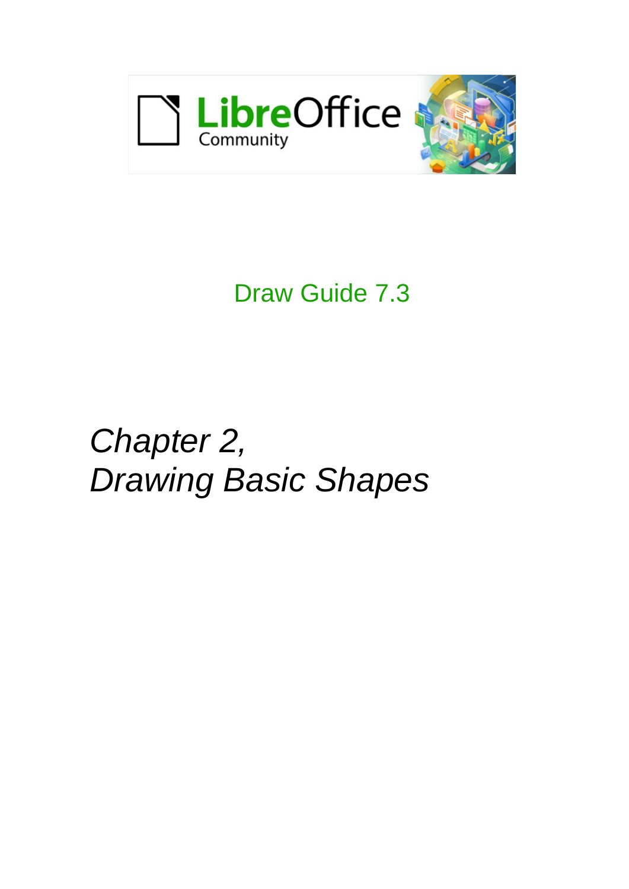LibreOffice Community

Draw Guide 7.3

# *Chapter 2, Drawing Basic Shapes*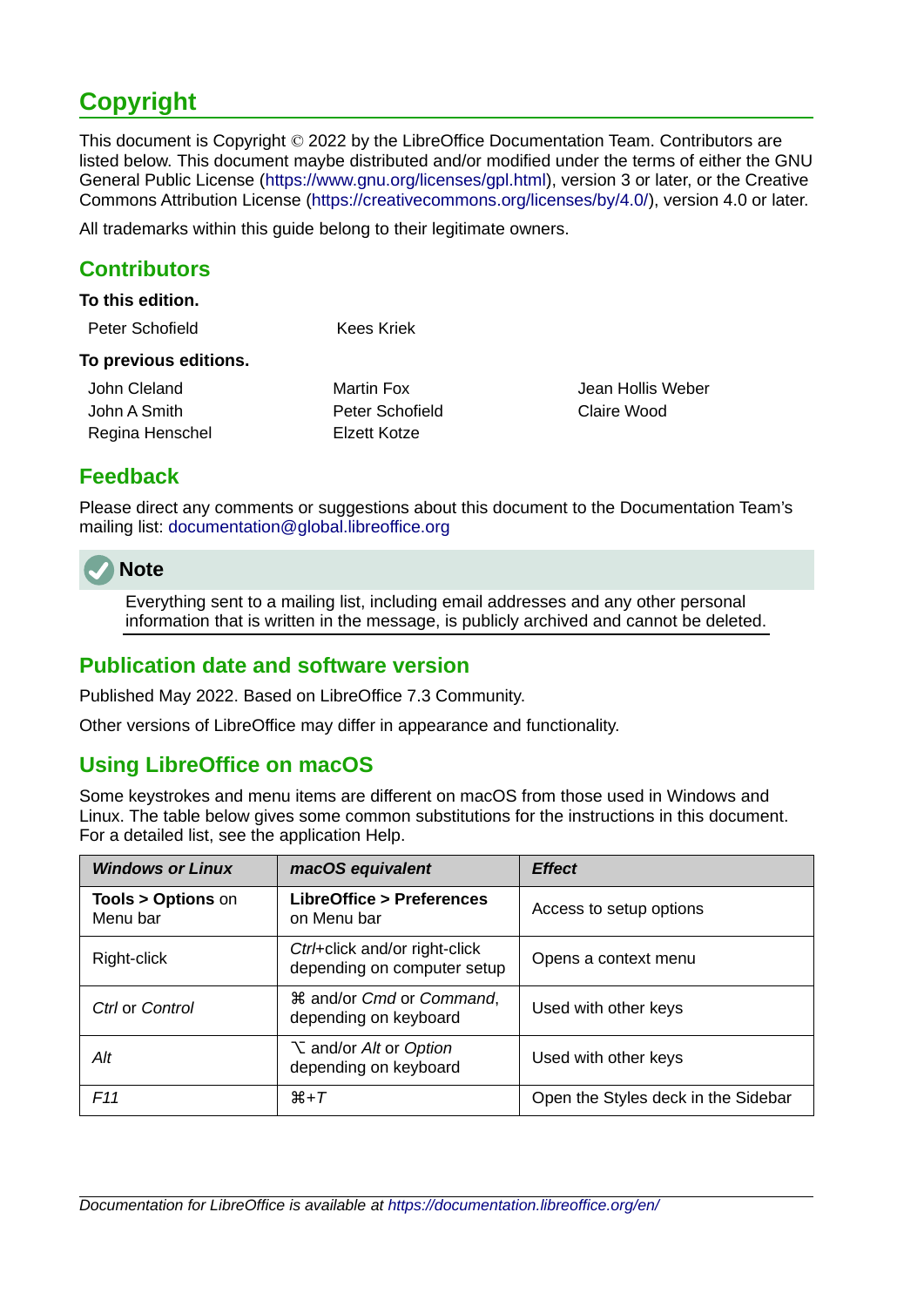# Copyright

This document is Copyright © 2022 by the LibreOffice Documentation Team. Contributors are listed below. This document maybe distributed and/or modified under the terms of either the GNU General Public License (https://www.gnu.org/licenses/gpl.html), version 3 or later, or the Creative Commons Attribution License (https://creativecommons.org/licenses/by/4.0/), version 4.0 or later.

All trademarks within this guide belong to their legitimate owners.

## Contributors

**To this edition.**

Peter Schofield
Kees Kriek

**To previous editions.**

John Cleland
John A Smith
Regina Henschel
Martin Fox
Peter Schofield
Elzett Kotze
Jean Hollis Weber
Claire Wood

## Feedback

Please direct any comments or suggestions about this document to the Documentation Team's mailing list: documentation@global.libreoffice.org

**Note**

Everything sent to a mailing list, including email addresses and any other personal information that is written in the message, is publicly archived and cannot be deleted.

## Publication date and software version

Published May 2022. Based on LibreOffice 7.3 Community.

Other versions of LibreOffice may differ in appearance and functionality.

## Using LibreOffice on macOS

Some keystrokes and menu items are different on macOS from those used in Windows and Linux. The table below gives some common substitutions for the instructions in this document. For a detailed list, see the application Help.

| ***Windows or Linux*** | ***macOS equivalent*** | ***Effect*** |
|---|---|---|
| **Tools > Options** on Menu bar | **LibreOffice > Preferences** on Menu bar | Access to setup options |
| Right-click | *Ctrl*+click and/or right-click depending on computer setup | Opens a context menu |
| *Ctrl* or *Control* | ⌘ and/or *Cmd* or *Command*, depending on keyboard | Used with other keys |
| *Alt* | ⌥ and/or *Alt* or *Option* depending on keyboard | Used with other keys |
| *F11* | ⌘+*T* | Open the Styles deck in the Sidebar |

*Documentation for LibreOffice is available at https://documentation.libreoffice.org/en/*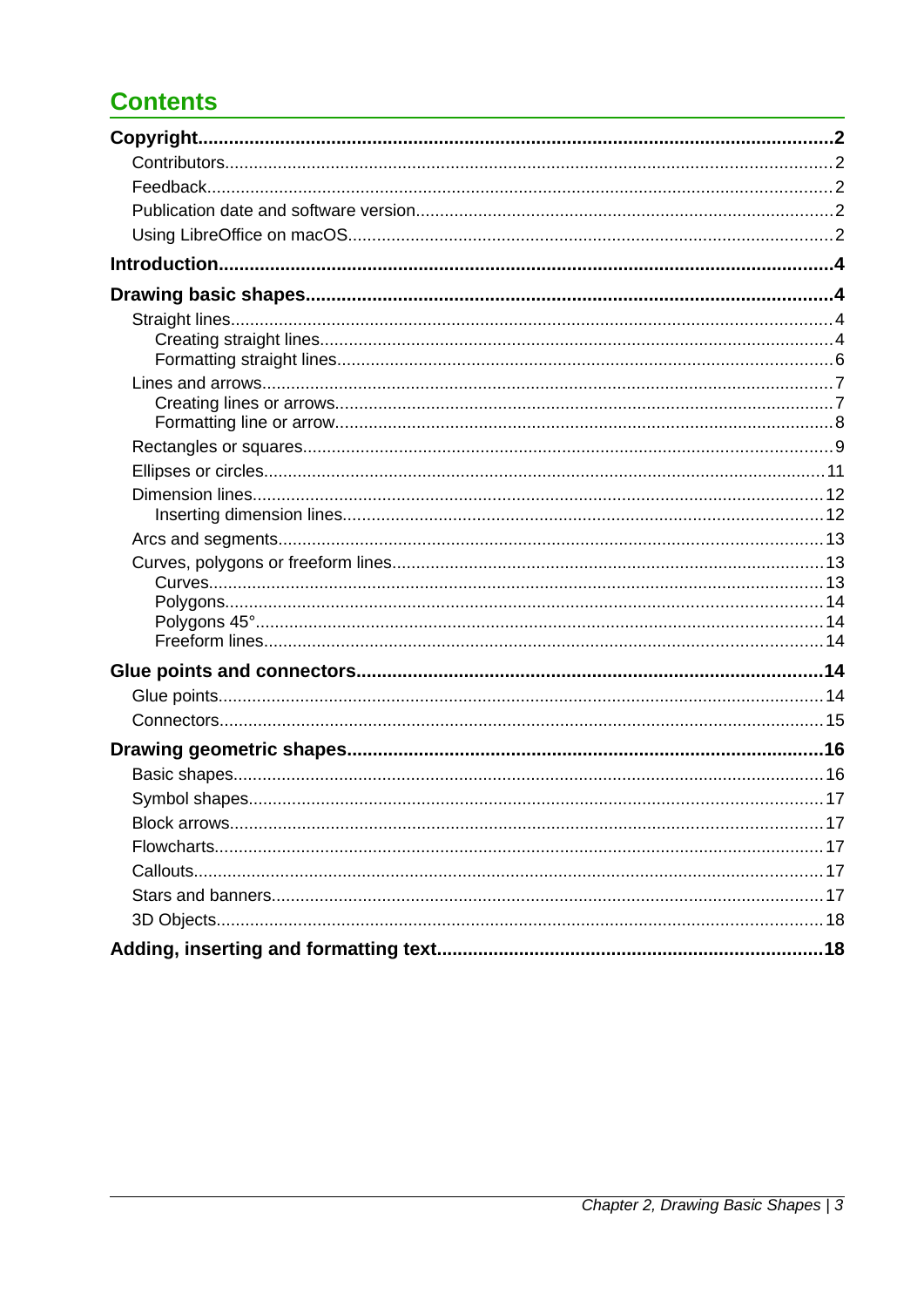# Contents

**Copyright....2**

- Contributors....2
- Feedback....2
- Publication date and software version....2
- Using LibreOffice on macOS....2

**Introduction....4**

**Drawing basic shapes....4**

- Straight lines....4
  - Creating straight lines....4
  - Formatting straight lines....6
- Lines and arrows....7
  - Creating lines or arrows....7
  - Formatting line or arrow....8
- Rectangles or squares....9
- Ellipses or circles....11
- Dimension lines....12
  - Inserting dimension lines....12
- Arcs and segments....13
- Curves, polygons or freeform lines....13
  - Curves....13
  - Polygons....14
  - Polygons 45°....14
  - Freeform lines....14

**Glue points and connectors....14**

- Glue points....14
- Connectors....15

**Drawing geometric shapes....16**

- Basic shapes....16
- Symbol shapes....17
- Block arrows....17
- Flowcharts....17
- Callouts....17
- Stars and banners....17
- 3D Objects....18

**Adding, inserting and formatting text....18**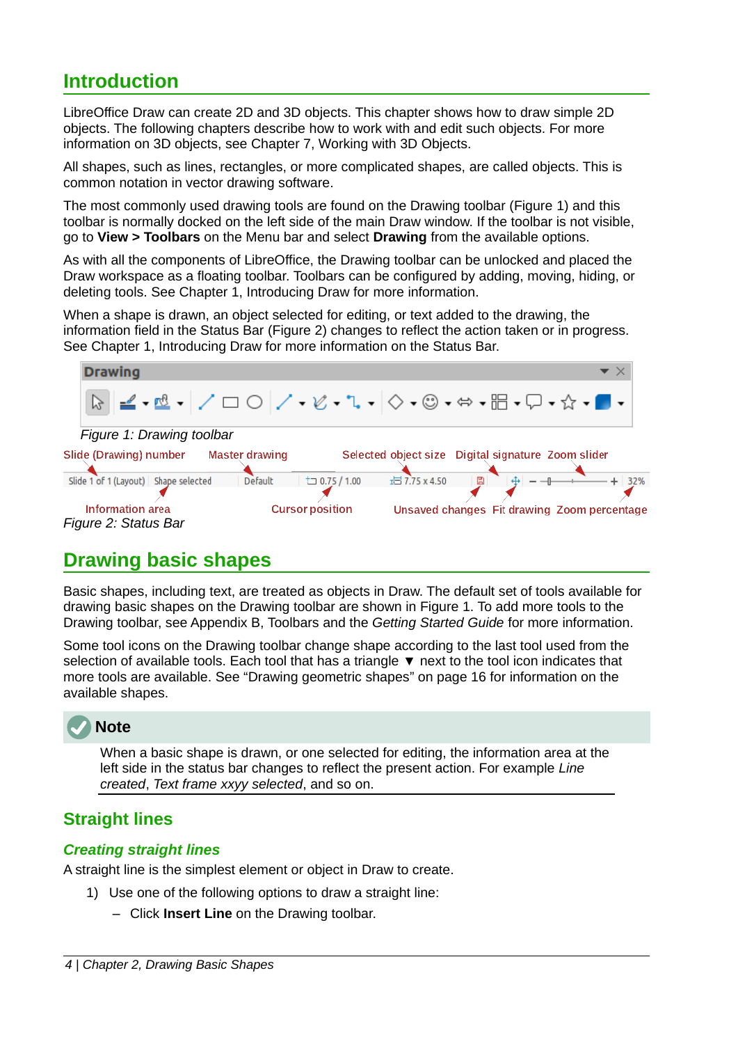## Introduction

LibreOffice Draw can create 2D and 3D objects. This chapter shows how to draw simple 2D objects. The following chapters describe how to work with and edit such objects. For more information on 3D objects, see Chapter 7, Working with 3D Objects.

All shapes, such as lines, rectangles, or more complicated shapes, are called objects. This is common notation in vector drawing software.

The most commonly used drawing tools are found on the Drawing toolbar (Figure 1) and this toolbar is normally docked on the left side of the main Draw window. If the toolbar is not visible, go to **View > Toolbars** on the Menu bar and select **Drawing** from the available options.

As with all the components of LibreOffice, the Drawing toolbar can be unlocked and placed the Draw workspace as a floating toolbar. Toolbars can be configured by adding, moving, hiding, or deleting tools. See Chapter 1, Introducing Draw for more information.

When a shape is drawn, an object selected for editing, or text added to the drawing, the information field in the Status Bar (Figure 2) changes to reflect the action taken or in progress. See Chapter 1, Introducing Draw for more information on the Status Bar.

*Figure 1: Drawing toolbar*

*Figure 2: Status Bar*

## Drawing basic shapes

Basic shapes, including text, are treated as objects in Draw. The default set of tools available for drawing basic shapes on the Drawing toolbar are shown in Figure 1. To add more tools to the Drawing toolbar, see Appendix B, Toolbars and the *Getting Started Guide* for more information.

Some tool icons on the Drawing toolbar change shape according to the last tool used from the selection of available tools. Each tool that has a triangle ▼ next to the tool icon indicates that more tools are available. See “Drawing geometric shapes” on page 16 for information on the available shapes.

**Note**

When a basic shape is drawn, or one selected for editing, the information area at the left side in the status bar changes to reflect the present action. For example *Line created*, *Text frame xxyy selected*, and so on.

### Straight lines

#### *Creating straight lines*

A straight line is the simplest element or object in Draw to create.

1) Use one of the following options to draw a straight line:
   – Click **Insert Line** on the Drawing toolbar.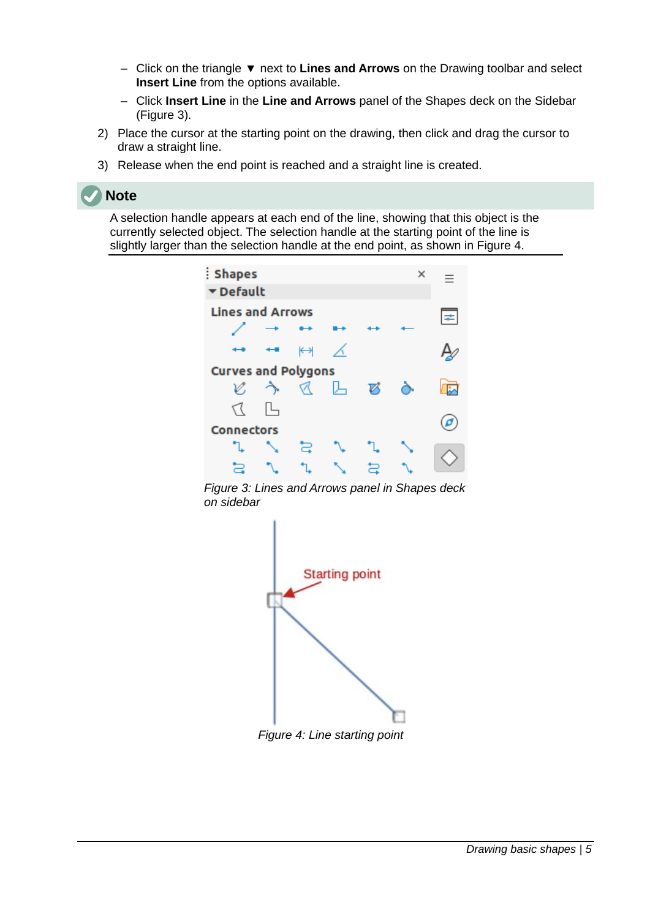- Click on the triangle ▼ next to **Lines and Arrows** on the Drawing toolbar and select **Insert Line** from the options available.
   - Click **Insert Line** in the **Line and Arrows** panel of the Shapes deck on the Sidebar (Figure 3).

2) Place the cursor at the starting point on the drawing, then click and drag the cursor to draw a straight line.
3) Release when the end point is reached and a straight line is created.

**Note**

A selection handle appears at each end of the line, showing that this object is the currently selected object. The selection handle at the starting point of the line is slightly larger than the selection handle at the end point, as shown in Figure 4.

*Figure 3: Lines and Arrows panel in Shapes deck on sidebar*

*Figure 4: Line starting point*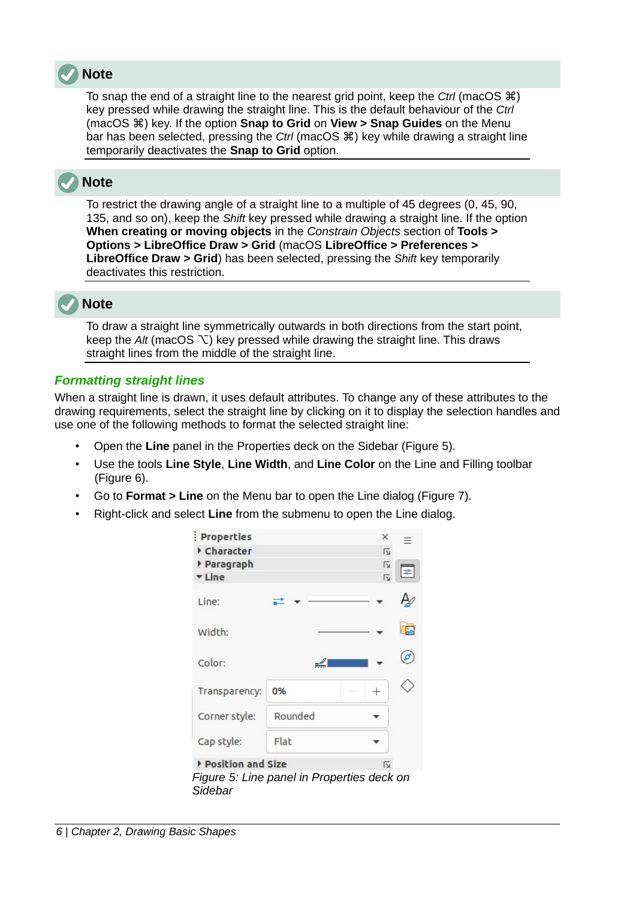> **Note**
>
> To snap the end of a straight line to the nearest grid point, keep the *Ctrl* (macOS ⌘) key pressed while drawing the straight line. This is the default behaviour of the *Ctrl* (macOS ⌘) key. If the option **Snap to Grid** on **View > Snap Guides** on the Menu bar has been selected, pressing the *Ctrl* (macOS ⌘) key while drawing a straight line temporarily deactivates the **Snap to Grid** option.

> **Note**
>
> To restrict the drawing angle of a straight line to a multiple of 45 degrees (0, 45, 90, 135, and so on), keep the *Shift* key pressed while drawing a straight line. If the option **When creating or moving objects** in the *Constrain Objects* section of **Tools > Options > LibreOffice Draw > Grid** (macOS **LibreOffice > Preferences > LibreOffice Draw > Grid**) has been selected, pressing the *Shift* key temporarily deactivates this restriction.

> **Note**
>
> To draw a straight line symmetrically outwards in both directions from the start point, keep the *Alt* (macOS ⌥) key pressed while drawing the straight line. This draws straight lines from the middle of the straight line.

### *Formatting straight lines*

When a straight line is drawn, it uses default attributes. To change any of these attributes to the drawing requirements, select the straight line by clicking on it to display the selection handles and use one of the following methods to format the selected straight line:

- Open the **Line** panel in the Properties deck on the Sidebar (Figure 5).
- Use the tools **Line Style**, **Line Width**, and **Line Color** on the Line and Filling toolbar (Figure 6).
- Go to **Format > Line** on the Menu bar to open the Line dialog (Figure 7).
- Right-click and select **Line** from the submenu to open the Line dialog.

*Figure 5: Line panel in Properties deck on Sidebar*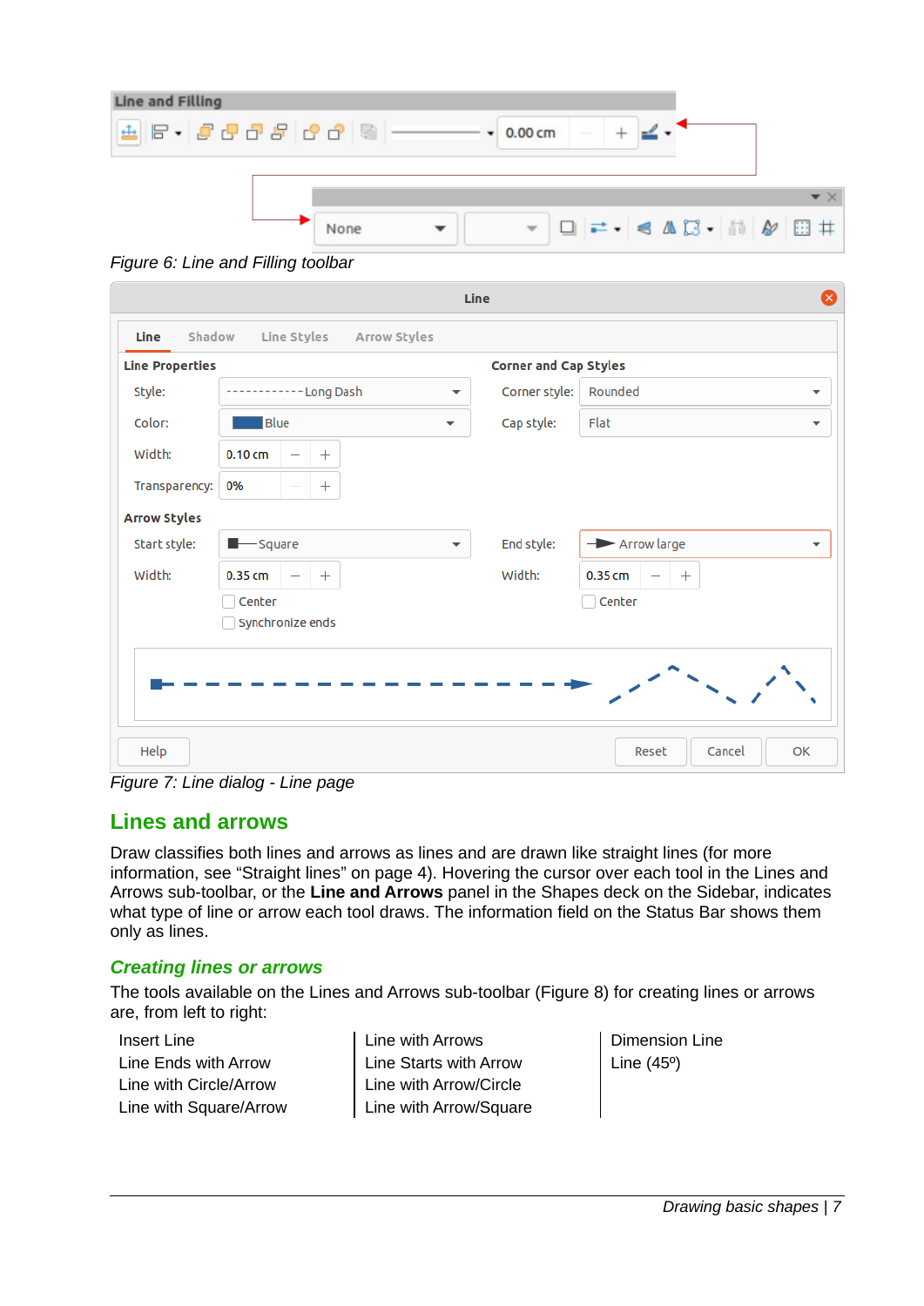Figure 6: Line and Filling toolbar

Figure 7: Line dialog - Line page

## Lines and arrows

Draw classifies both lines and arrows as lines and are drawn like straight lines (for more information, see “Straight lines” on page 4). Hovering the cursor over each tool in the Lines and Arrows sub-toolbar, or the **Line and Arrows** panel in the Shapes deck on the Sidebar, indicates what type of line or arrow each tool draws. The information field on the Status Bar shows them only as lines.

### *Creating lines or arrows*

The tools available on the Lines and Arrows sub-toolbar (Figure 8) for creating lines or arrows are, from left to right:

| | | |
|---|---|---|
| Insert Line | Line with Arrows | Dimension Line |
| Line Ends with Arrow | Line Starts with Arrow | Line (45º) |
| Line with Circle/Arrow | Line with Arrow/Circle | |
| Line with Square/Arrow | Line with Arrow/Square | |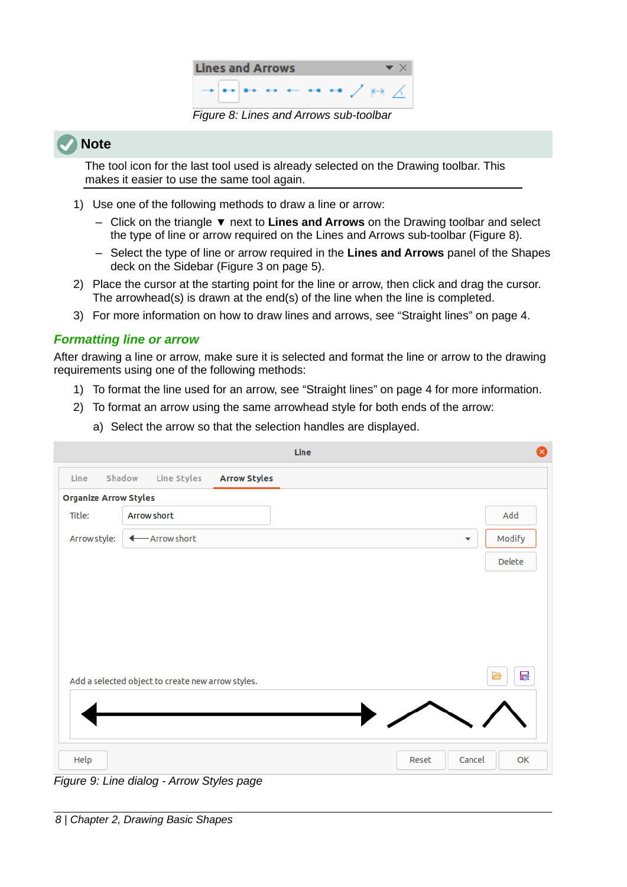Figure 8: Lines and Arrows sub-toolbar

**Note**

The tool icon for the last tool used is already selected on the Drawing toolbar. This makes it easier to use the same tool again.

1) Use one of the following methods to draw a line or arrow:
   – Click on the triangle ▼ next to **Lines and Arrows** on the Drawing toolbar and select the type of line or arrow required on the Lines and Arrows sub-toolbar (Figure 8).
   – Select the type of line or arrow required in the **Lines and Arrows** panel of the Shapes deck on the Sidebar (Figure 3 on page 5).
2) Place the cursor at the starting point for the line or arrow, then click and drag the cursor. The arrowhead(s) is drawn at the end(s) of the line when the line is completed.
3) For more information on how to draw lines and arrows, see “Straight lines” on page 4.

### *Formatting line or arrow*

After drawing a line or arrow, make sure it is selected and format the line or arrow to the drawing requirements using one of the following methods:

1) To format the line used for an arrow, see “Straight lines” on page 4 for more information.
2) To format an arrow using the same arrowhead style for both ends of the arrow:
   a) Select the arrow so that the selection handles are displayed.

Figure 9: Line dialog - Arrow Styles page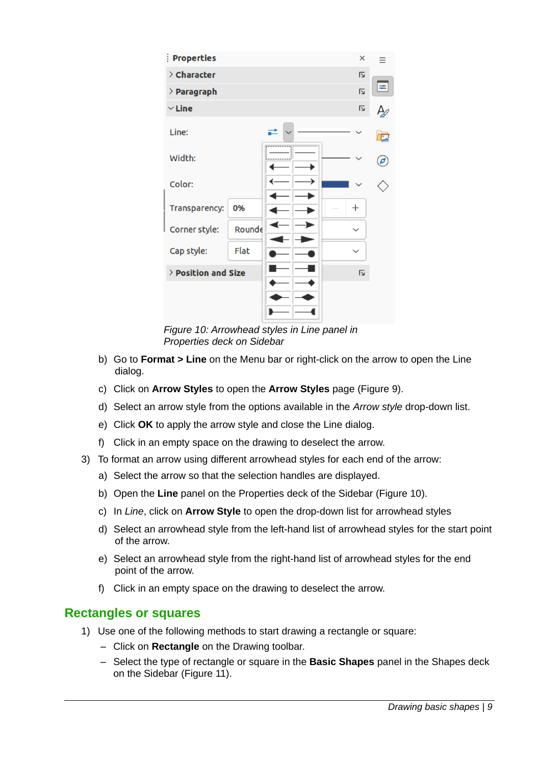*Figure 10: Arrowhead styles in Line panel in Properties deck on Sidebar*

b) Go to **Format > Line** on the Menu bar or right-click on the arrow to open the Line dialog.

c) Click on **Arrow Styles** to open the **Arrow Styles** page (Figure 9).

d) Select an arrow style from the options available in the *Arrow style* drop-down list.

e) Click **OK** to apply the arrow style and close the Line dialog.

f) Click in an empty space on the drawing to deselect the arrow.

3) To format an arrow using different arrowhead styles for each end of the arrow:

a) Select the arrow so that the selection handles are displayed.

b) Open the **Line** panel on the Properties deck of the Sidebar (Figure 10).

c) In *Line*, click on **Arrow Style** to open the drop-down list for arrowhead styles

d) Select an arrowhead style from the left-hand list of arrowhead styles for the start point of the arrow.

e) Select an arrowhead style from the right-hand list of arrowhead styles for the end point of the arrow.

f) Click in an empty space on the drawing to deselect the arrow.

## Rectangles or squares

1) Use one of the following methods to start drawing a rectangle or square:

– Click on **Rectangle** on the Drawing toolbar.

– Select the type of rectangle or square in the **Basic Shapes** panel in the Shapes deck on the Sidebar (Figure 11).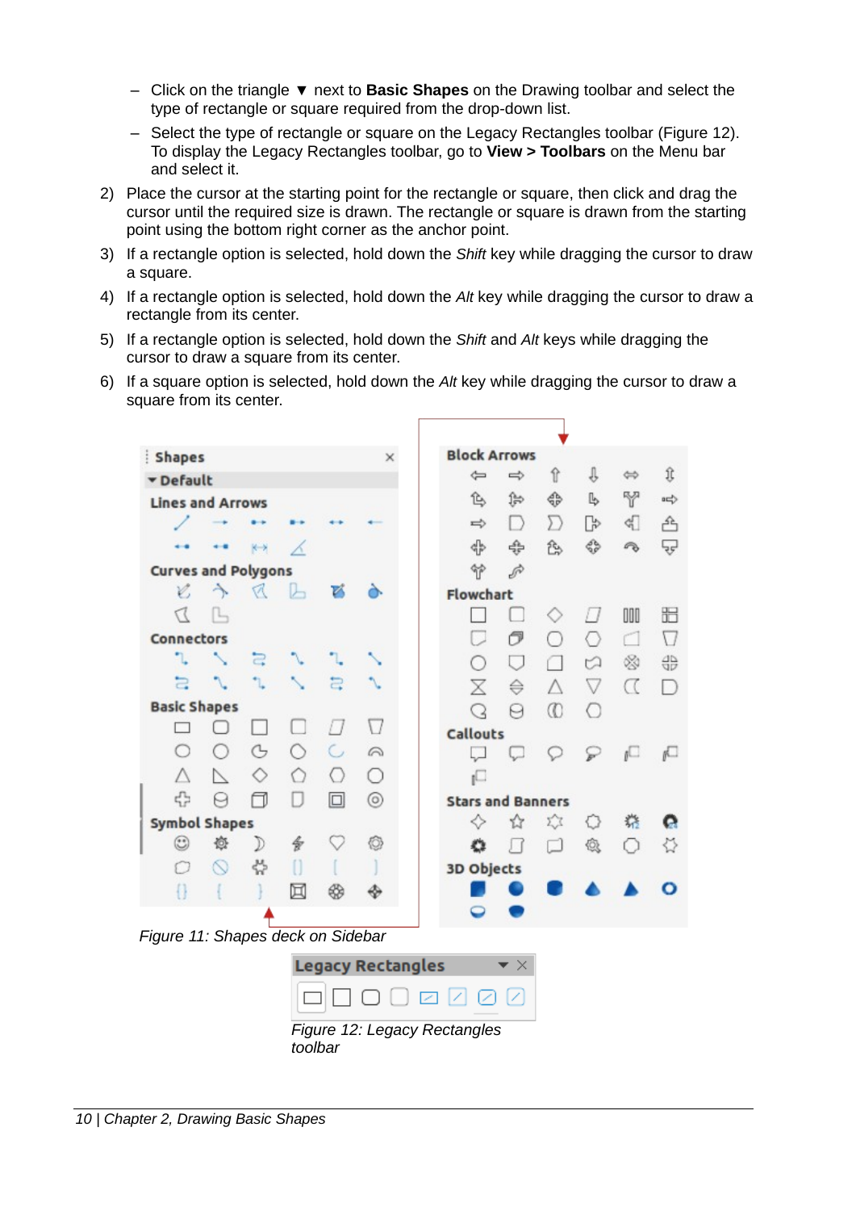- Click on the triangle ▼ next to **Basic Shapes** on the Drawing toolbar and select the type of rectangle or square required from the drop-down list.
   - Select the type of rectangle or square on the Legacy Rectangles toolbar (Figure 12). To display the Legacy Rectangles toolbar, go to **View > Toolbars** on the Menu bar and select it.

2) Place the cursor at the starting point for the rectangle or square, then click and drag the cursor until the required size is drawn. The rectangle or square is drawn from the starting point using the bottom right corner as the anchor point.
3) If a rectangle option is selected, hold down the *Shift* key while dragging the cursor to draw a square.
4) If a rectangle option is selected, hold down the *Alt* key while dragging the cursor to draw a rectangle from its center.
5) If a rectangle option is selected, hold down the *Shift* and *Alt* keys while dragging the cursor to draw a square from its center.
6) If a square option is selected, hold down the *Alt* key while dragging the cursor to draw a square from its center.

*Figure 11: Shapes deck on Sidebar*

*Figure 12: Legacy Rectangles toolbar*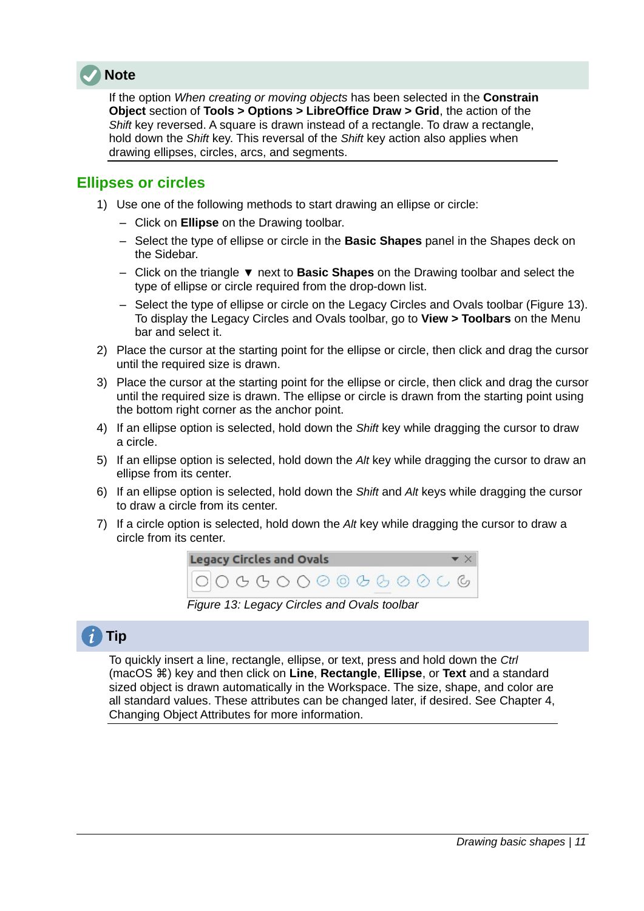**Note**

If the option *When creating or moving objects* has been selected in the **Constrain Object** section of **Tools > Options > LibreOffice Draw > Grid**, the action of the *Shift* key reversed. A square is drawn instead of a rectangle. To draw a rectangle, hold down the *Shift* key. This reversal of the *Shift* key action also applies when drawing ellipses, circles, arcs, and segments.

## Ellipses or circles

1) Use one of the following methods to start drawing an ellipse or circle:
   - Click on **Ellipse** on the Drawing toolbar.
   - Select the type of ellipse or circle in the **Basic Shapes** panel in the Shapes deck on the Sidebar.
   - Click on the triangle ▼ next to **Basic Shapes** on the Drawing toolbar and select the type of ellipse or circle required from the drop-down list.
   - Select the type of ellipse or circle on the Legacy Circles and Ovals toolbar (Figure 13). To display the Legacy Circles and Ovals toolbar, go to **View > Toolbars** on the Menu bar and select it.
2) Place the cursor at the starting point for the ellipse or circle, then click and drag the cursor until the required size is drawn.
3) Place the cursor at the starting point for the ellipse or circle, then click and drag the cursor until the required size is drawn. The ellipse or circle is drawn from the starting point using the bottom right corner as the anchor point.
4) If an ellipse option is selected, hold down the *Shift* key while dragging the cursor to draw a circle.
5) If an ellipse option is selected, hold down the *Alt* key while dragging the cursor to draw an ellipse from its center.
6) If an ellipse option is selected, hold down the *Shift* and *Alt* keys while dragging the cursor to draw a circle from its center.
7) If a circle option is selected, hold down the *Alt* key while dragging the cursor to draw a circle from its center.

*Figure 13: Legacy Circles and Ovals toolbar*

**Tip**

To quickly insert a line, rectangle, ellipse, or text, press and hold down the *Ctrl* (macOS ⌘) key and then click on **Line**, **Rectangle**, **Ellipse**, or **Text** and a standard sized object is drawn automatically in the Workspace. The size, shape, and color are all standard values. These attributes can be changed later, if desired. See Chapter 4, Changing Object Attributes for more information.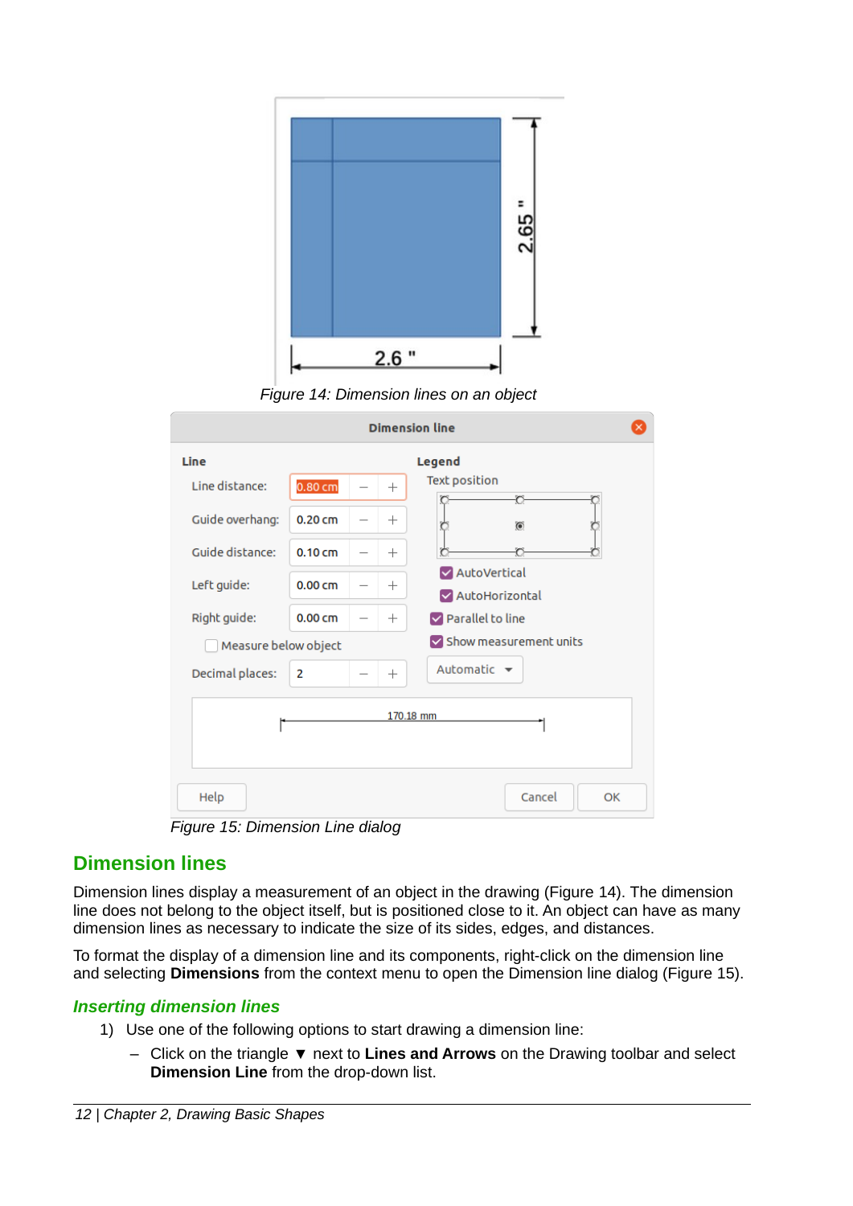Figure 14: Dimension lines on an object

Figure 15: Dimension Line dialog

## Dimension lines

Dimension lines display a measurement of an object in the drawing (Figure 14). The dimension line does not belong to the object itself, but is positioned close to it. An object can have as many dimension lines as necessary to indicate the size of its sides, edges, and distances.

To format the display of a dimension line and its components, right-click on the dimension line and selecting **Dimensions** from the context menu to open the Dimension line dialog (Figure 15).

### *Inserting dimension lines*

1) Use one of the following options to start drawing a dimension line:
   - Click on the triangle ▼ next to **Lines and Arrows** on the Drawing toolbar and select **Dimension Line** from the drop-down list.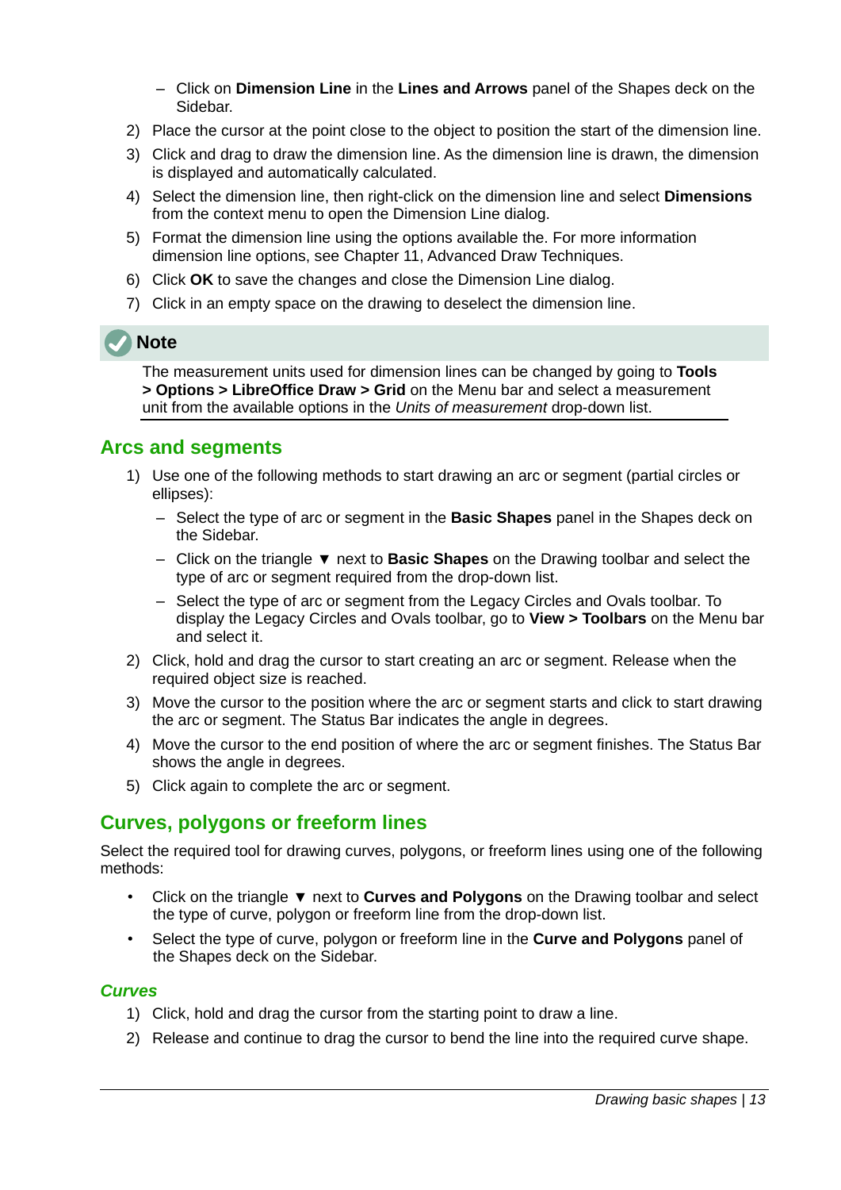- Click on **Dimension Line** in the **Lines and Arrows** panel of the Shapes deck on the Sidebar.

2) Place the cursor at the point close to the object to position the start of the dimension line.
3) Click and drag to draw the dimension line. As the dimension line is drawn, the dimension is displayed and automatically calculated.
4) Select the dimension line, then right-click on the dimension line and select **Dimensions** from the context menu to open the Dimension Line dialog.
5) Format the dimension line using the options available the. For more information dimension line options, see Chapter 11, Advanced Draw Techniques.
6) Click **OK** to save the changes and close the Dimension Line dialog.
7) Click in an empty space on the drawing to deselect the dimension line.

**Note**

The measurement units used for dimension lines can be changed by going to **Tools > Options > LibreOffice Draw > Grid** on the Menu bar and select a measurement unit from the available options in the *Units of measurement* drop-down list.

## Arcs and segments

1) Use one of the following methods to start drawing an arc or segment (partial circles or ellipses):
   - Select the type of arc or segment in the **Basic Shapes** panel in the Shapes deck on the Sidebar.
   - Click on the triangle ▼ next to **Basic Shapes** on the Drawing toolbar and select the type of arc or segment required from the drop-down list.
   - Select the type of arc or segment from the Legacy Circles and Ovals toolbar. To display the Legacy Circles and Ovals toolbar, go to **View > Toolbars** on the Menu bar and select it.
2) Click, hold and drag the cursor to start creating an arc or segment. Release when the required object size is reached.
3) Move the cursor to the position where the arc or segment starts and click to start drawing the arc or segment. The Status Bar indicates the angle in degrees.
4) Move the cursor to the end position of where the arc or segment finishes. The Status Bar shows the angle in degrees.
5) Click again to complete the arc or segment.

## Curves, polygons or freeform lines

Select the required tool for drawing curves, polygons, or freeform lines using one of the following methods:

- Click on the triangle ▼ next to **Curves and Polygons** on the Drawing toolbar and select the type of curve, polygon or freeform line from the drop-down list.
- Select the type of curve, polygon or freeform line in the **Curve and Polygons** panel of the Shapes deck on the Sidebar.

### *Curves*

1) Click, hold and drag the cursor from the starting point to draw a line.
2) Release and continue to drag the cursor to bend the line into the required curve shape.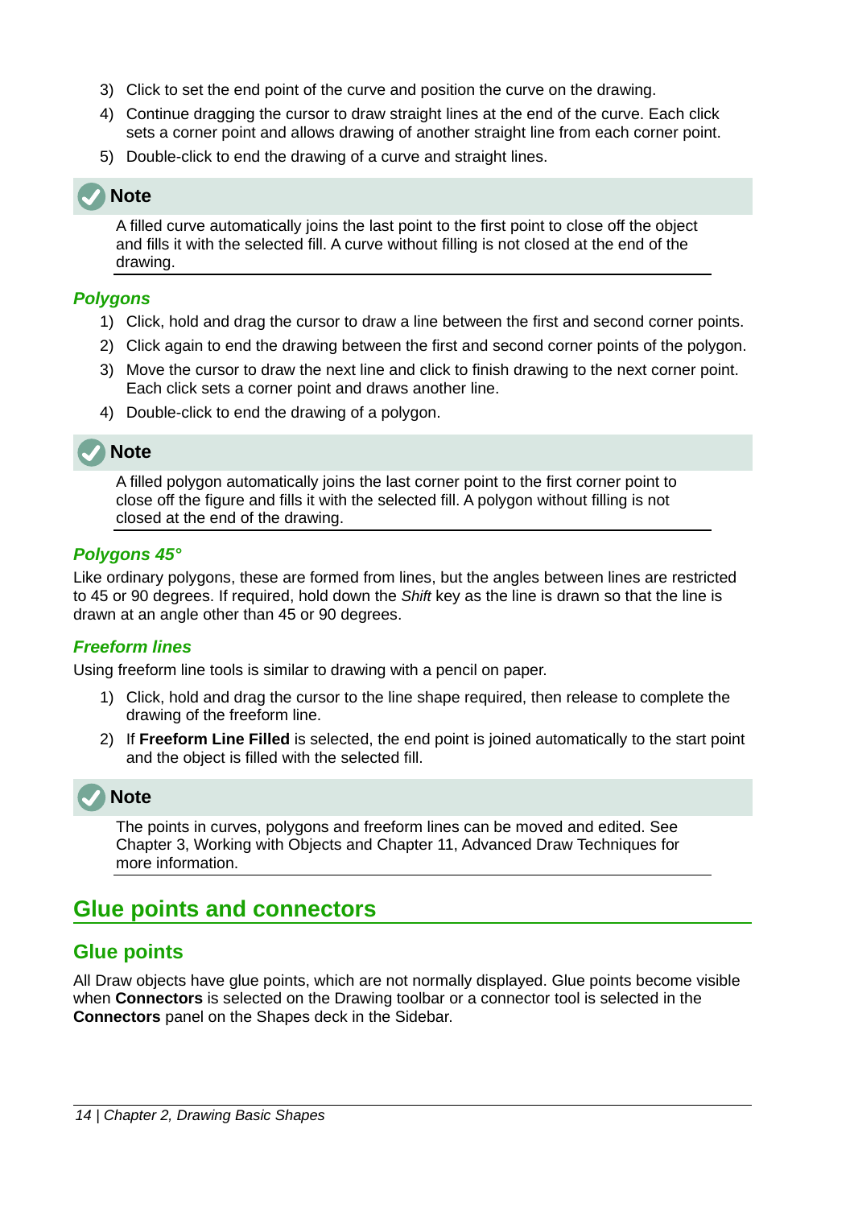3) Click to set the end point of the curve and position the curve on the drawing.
4) Continue dragging the cursor to draw straight lines at the end of the curve. Each click sets a corner point and allows drawing of another straight line from each corner point.
5) Double-click to end the drawing of a curve and straight lines.

**Note**

A filled curve automatically joins the last point to the first point to close off the object and fills it with the selected fill. A curve without filling is not closed at the end of the drawing.

#### *Polygons*

1) Click, hold and drag the cursor to draw a line between the first and second corner points.
2) Click again to end the drawing between the first and second corner points of the polygon.
3) Move the cursor to draw the next line and click to finish drawing to the next corner point. Each click sets a corner point and draws another line.
4) Double-click to end the drawing of a polygon.

**Note**

A filled polygon automatically joins the last corner point to the first corner point to close off the figure and fills it with the selected fill. A polygon without filling is not closed at the end of the drawing.

#### *Polygons 45°*

Like ordinary polygons, these are formed from lines, but the angles between lines are restricted to 45 or 90 degrees. If required, hold down the *Shift* key as the line is drawn so that the line is drawn at an angle other than 45 or 90 degrees.

#### *Freeform lines*

Using freeform line tools is similar to drawing with a pencil on paper.

1) Click, hold and drag the cursor to the line shape required, then release to complete the drawing of the freeform line.
2) If **Freeform Line Filled** is selected, the end point is joined automatically to the start point and the object is filled with the selected fill.

**Note**

The points in curves, polygons and freeform lines can be moved and edited. See Chapter 3, Working with Objects and Chapter 11, Advanced Draw Techniques for more information.

## Glue points and connectors

### Glue points

All Draw objects have glue points, which are not normally displayed. Glue points become visible when **Connectors** is selected on the Drawing toolbar or a connector tool is selected in the **Connectors** panel on the Shapes deck in the Sidebar.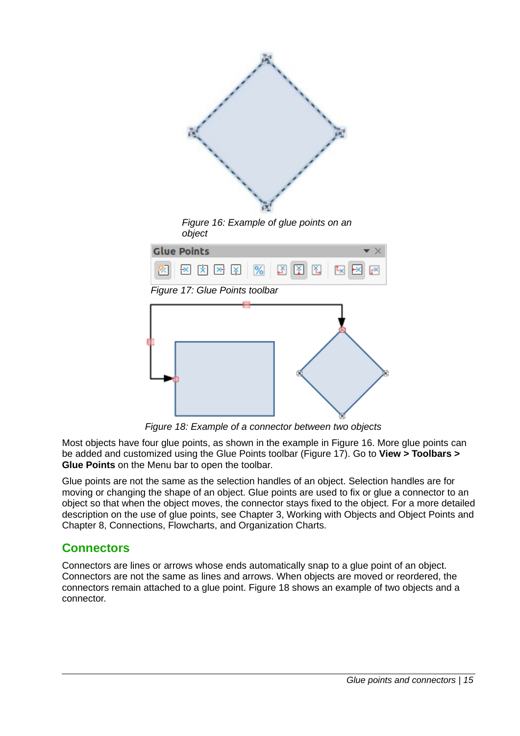*Figure 16: Example of glue points on an object*

*Figure 17: Glue Points toolbar*

*Figure 18: Example of a connector between two objects*

Most objects have four glue points, as shown in the example in Figure 16. More glue points can be added and customized using the Glue Points toolbar (Figure 17). Go to **View > Toolbars > Glue Points** on the Menu bar to open the toolbar.

Glue points are not the same as the selection handles of an object. Selection handles are for moving or changing the shape of an object. Glue points are used to fix or glue a connector to an object so that when the object moves, the connector stays fixed to the object. For a more detailed description on the use of glue points, see Chapter 3, Working with Objects and Object Points and Chapter 8, Connections, Flowcharts, and Organization Charts.

## Connectors

Connectors are lines or arrows whose ends automatically snap to a glue point of an object. Connectors are not the same as lines and arrows. When objects are moved or reordered, the connectors remain attached to a glue point. Figure 18 shows an example of two objects and a connector.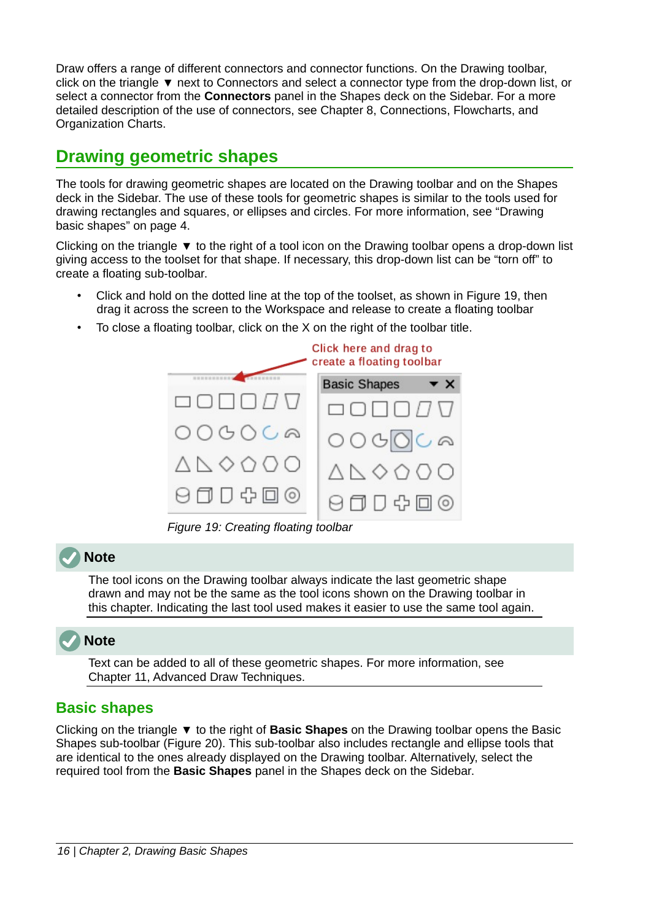Draw offers a range of different connectors and connector functions. On the Drawing toolbar, click on the triangle ▼ next to Connectors and select a connector type from the drop-down list, or select a connector from the **Connectors** panel in the Shapes deck on the Sidebar. For a more detailed description of the use of connectors, see Chapter 8, Connections, Flowcharts, and Organization Charts.

## Drawing geometric shapes

The tools for drawing geometric shapes are located on the Drawing toolbar and on the Shapes deck in the Sidebar. The use of these tools for geometric shapes is similar to the tools used for drawing rectangles and squares, or ellipses and circles. For more information, see "Drawing basic shapes" on page 4.

Clicking on the triangle ▼ to the right of a tool icon on the Drawing toolbar opens a drop-down list giving access to the toolset for that shape. If necessary, this drop-down list can be "torn off" to create a floating sub-toolbar.

- Click and hold on the dotted line at the top of the toolset, as shown in Figure 19, then drag it across the screen to the Workspace and release to create a floating toolbar
- To close a floating toolbar, click on the X on the right of the toolbar title.

*Figure 19: Creating floating toolbar*

**Note**

The tool icons on the Drawing toolbar always indicate the last geometric shape drawn and may not be the same as the tool icons shown on the Drawing toolbar in this chapter. Indicating the last tool used makes it easier to use the same tool again.

**Note**

Text can be added to all of these geometric shapes. For more information, see Chapter 11, Advanced Draw Techniques.

### Basic shapes

Clicking on the triangle ▼ to the right of **Basic Shapes** on the Drawing toolbar opens the Basic Shapes sub-toolbar (Figure 20). This sub-toolbar also includes rectangle and ellipse tools that are identical to the ones already displayed on the Drawing toolbar. Alternatively, select the required tool from the **Basic Shapes** panel in the Shapes deck on the Sidebar.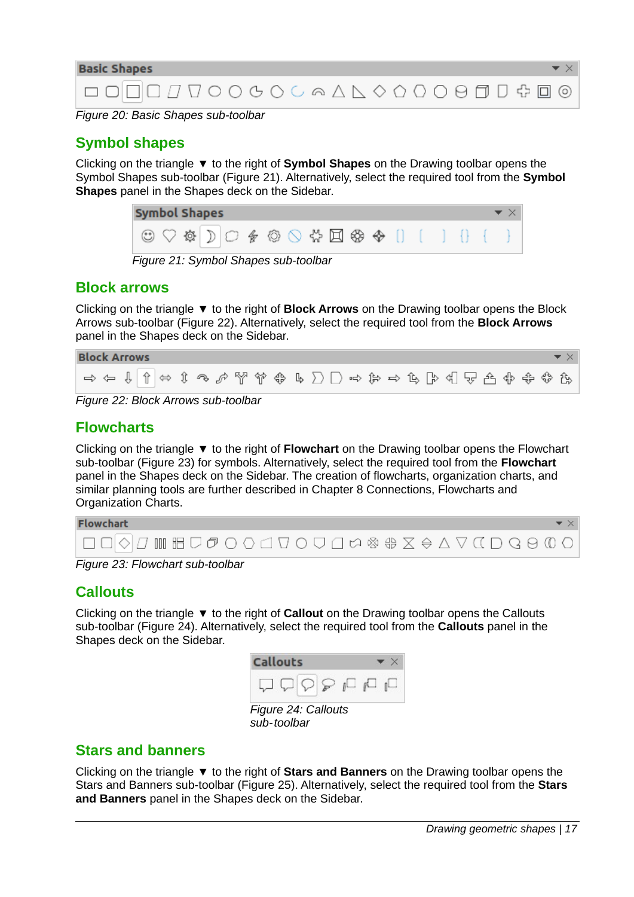Figure 20: Basic Shapes sub-toolbar

## Symbol shapes

Clicking on the triangle ▼ to the right of **Symbol Shapes** on the Drawing toolbar opens the Symbol Shapes sub-toolbar (Figure 21). Alternatively, select the required tool from the **Symbol Shapes** panel in the Shapes deck on the Sidebar.

Figure 21: Symbol Shapes sub-toolbar

## Block arrows

Clicking on the triangle ▼ to the right of **Block Arrows** on the Drawing toolbar opens the Block Arrows sub-toolbar (Figure 22). Alternatively, select the required tool from the **Block Arrows** panel in the Shapes deck on the Sidebar.

Figure 22: Block Arrows sub-toolbar

## Flowcharts

Clicking on the triangle ▼ to the right of **Flowchart** on the Drawing toolbar opens the Flowchart sub-toolbar (Figure 23) for symbols. Alternatively, select the required tool from the **Flowchart** panel in the Shapes deck on the Sidebar. The creation of flowcharts, organization charts, and similar planning tools are further described in Chapter 8 Connections, Flowcharts and Organization Charts.

Figure 23: Flowchart sub-toolbar

## Callouts

Clicking on the triangle ▼ to the right of **Callout** on the Drawing toolbar opens the Callouts sub-toolbar (Figure 24). Alternatively, select the required tool from the **Callouts** panel in the Shapes deck on the Sidebar.

Figure 24: Callouts sub-toolbar

## Stars and banners

Clicking on the triangle ▼ to the right of **Stars and Banners** on the Drawing toolbar opens the Stars and Banners sub-toolbar (Figure 25). Alternatively, select the required tool from the **Stars and Banners** panel in the Shapes deck on the Sidebar.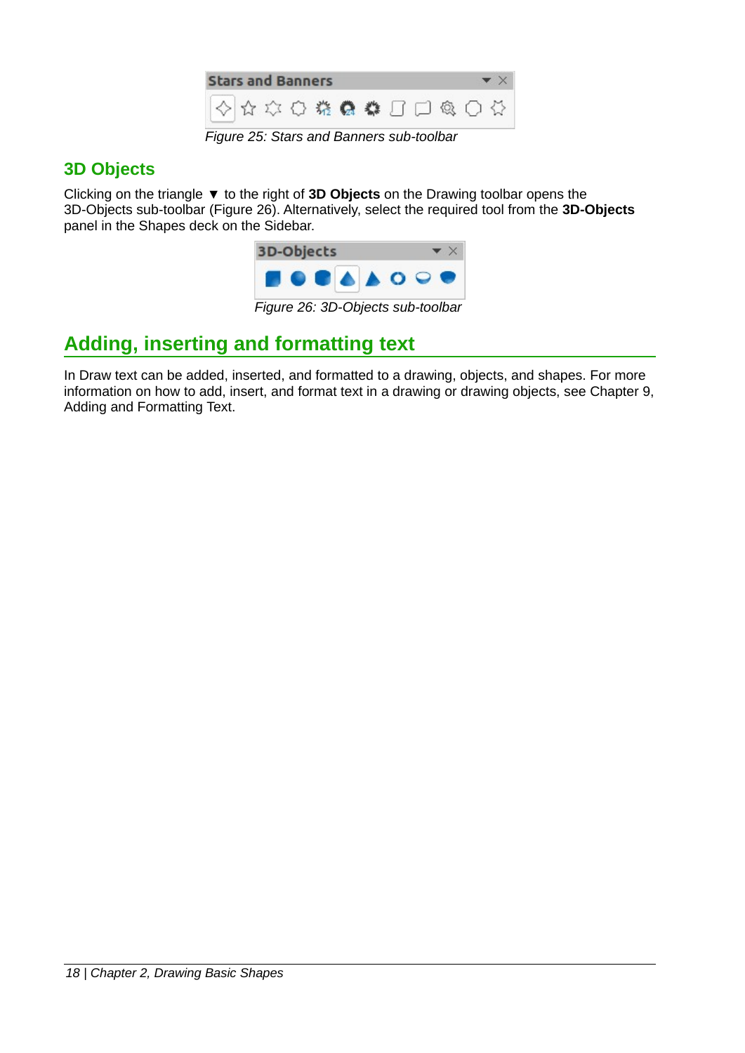*Figure 25: Stars and Banners sub-toolbar*

### 3D Objects

Clicking on the triangle ▼ to the right of **3D Objects** on the Drawing toolbar opens the 3D-Objects sub-toolbar (Figure 26). Alternatively, select the required tool from the **3D-Objects** panel in the Shapes deck on the Sidebar.

*Figure 26: 3D-Objects sub-toolbar*

## Adding, inserting and formatting text

In Draw text can be added, inserted, and formatted to a drawing, objects, and shapes. For more information on how to add, insert, and format text in a drawing or drawing objects, see Chapter 9, Adding and Formatting Text.